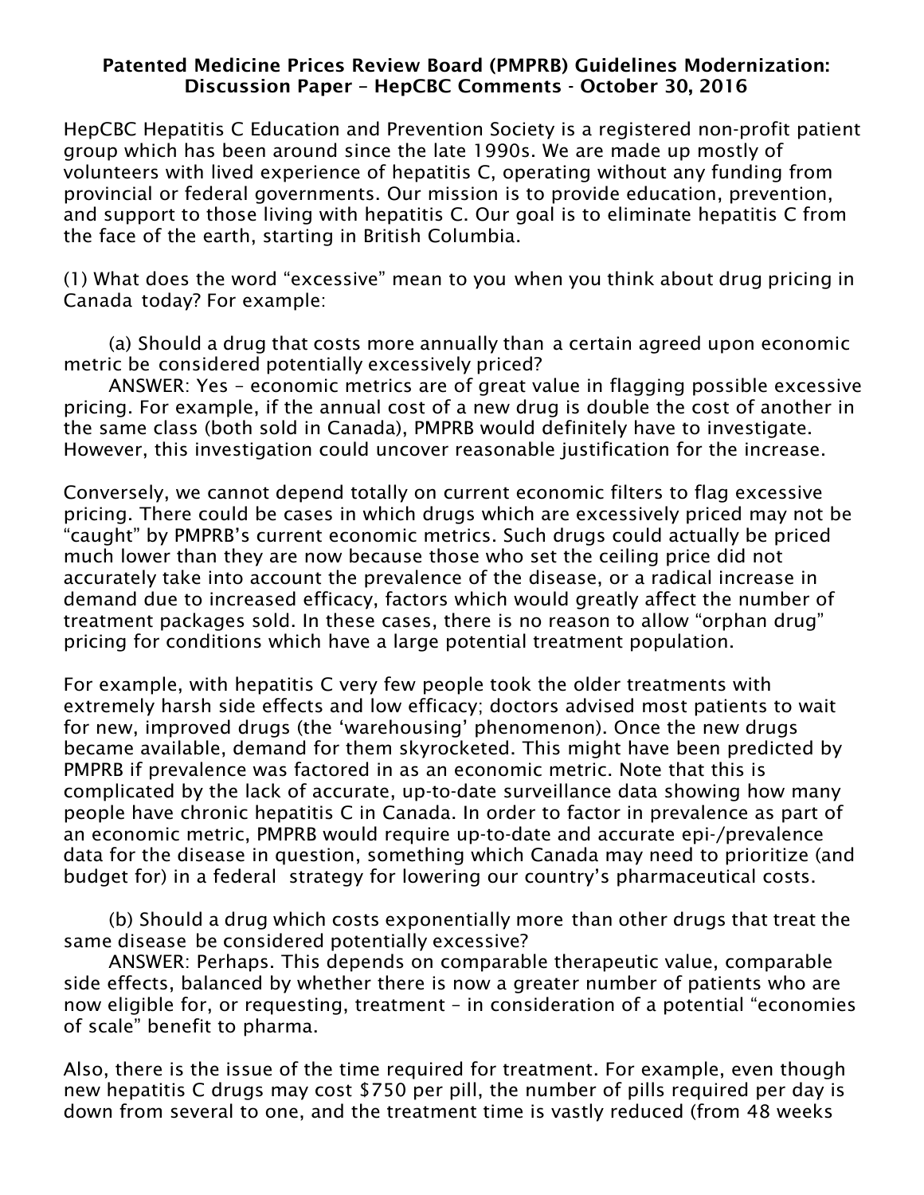**Patented Medicine Prices Review Board (PMPRB) Guidelines Modernization: Discussion Paper – HepCBC Comments - October 30, 2016**

HepCBC Hepatitis C Education and Prevention Society is a registered non-profit patient group which has been around since the late 1990s. We are made up mostly of volunteers with lived experience of hepatitis C, operating without any funding from provincial or federal governments. Our mission is to provide education, prevention, and support to those living with hepatitis C. Our goal is to eliminate hepatitis C from the face of the earth, starting in British Columbia.

(1) What does the word "excessive" mean to you when you think about drug pricing in Canada today? For example:

(a) Should a drug that costs more annually than a certain agreed upon economic metric be considered potentially excessively priced?

ANSWER: Yes – economic metrics are of great value in flagging possible excessive pricing. For example, if the annual cost of a new drug is double the cost of another in the same class (both sold in Canada), PMPRB would definitely have to investigate. However, this investigation could uncover reasonable justification for the increase.

Conversely, we cannot depend totally on current economic filters to flag excessive pricing. There could be cases in which drugs which are excessively priced may not be "caught" by PMPRB's current economic metrics. Such drugs could actually be priced much lower than they are now because those who set the ceiling price did not accurately take into account the prevalence of the disease, or a radical increase in demand due to increased efficacy, factors which would greatly affect the number of treatment packages sold. In these cases, there is no reason to allow "orphan drug" pricing for conditions which have a large potential treatment population.

For example, with hepatitis C very few people took the older treatments with extremely harsh side effects and low efficacy; doctors advised most patients to wait for new, improved drugs (the 'warehousing' phenomenon). Once the new drugs became available, demand for them skyrocketed. This might have been predicted by PMPRB if prevalence was factored in as an economic metric. Note that this is complicated by the lack of accurate, up-to-date surveillance data showing how many people have chronic hepatitis C in Canada. In order to factor in prevalence as part of an economic metric, PMPRB would require up-to-date and accurate epi-/prevalence data for the disease in question, something which Canada may need to prioritize (and budget for) in a federal strategy for lowering our country's pharmaceutical costs.

(b) Should a drug which costs exponentially more than other drugs that treat the same disease be considered potentially excessive?

ANSWER: Perhaps. This depends on comparable therapeutic value, comparable side effects, balanced by whether there is now a greater number of patients who are now eligible for, or requesting, treatment – in consideration of a potential "economies of scale" benefit to pharma.

Also, there is the issue of the time required for treatment. For example, even though new hepatitis C drugs may cost $750 per pill, the number of pills required per day is down from several to one, and the treatment time is vastly reduced (from 48 weeks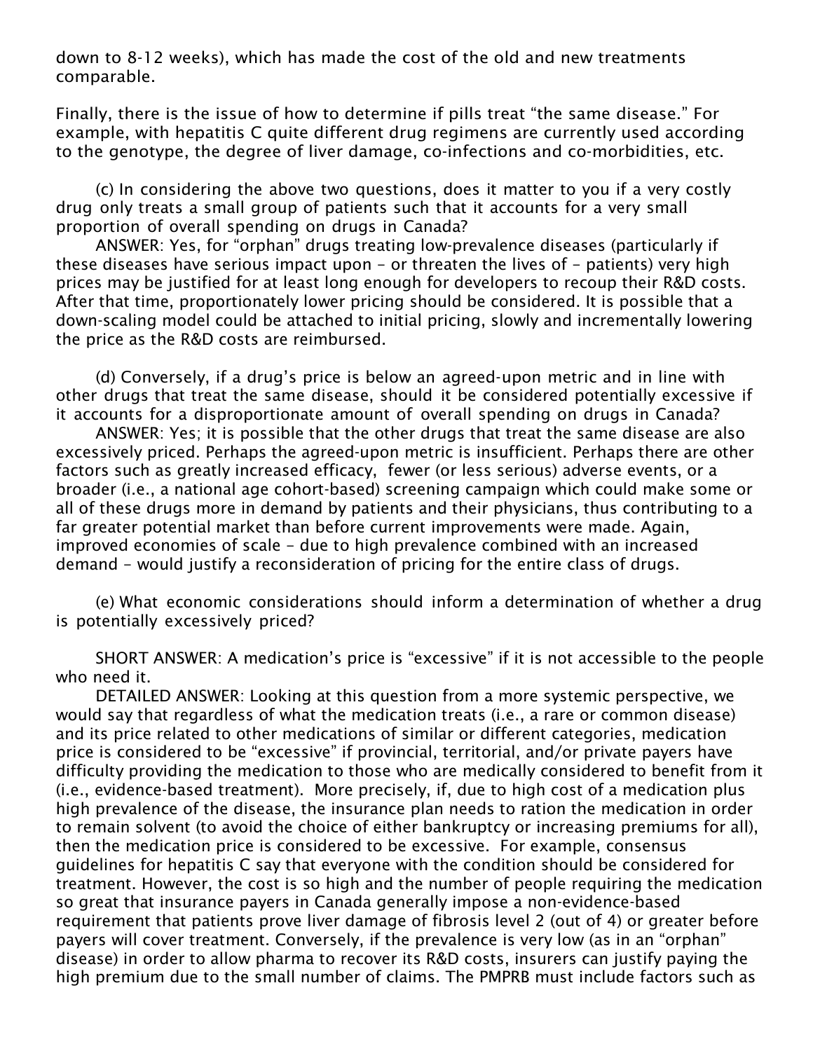down to 8-12 weeks), which has made the cost of the old and new treatments comparable.

Finally, there is the issue of how to determine if pills treat "the same disease." For example, with hepatitis C quite different drug regimens are currently used according to the genotype, the degree of liver damage, co-infections and co-morbidities, etc.

(c) In considering the above two questions, does it matter to you if a very costly drug only treats a small group of patients such that it accounts for a very small proportion of overall spending on drugs in Canada?

ANSWER: Yes, for "orphan" drugs treating low-prevalence diseases (particularly if these diseases have serious impact upon – or threaten the lives of – patients) very high prices may be justified for at least long enough for developers to recoup their R&D costs. After that time, proportionately lower pricing should be considered. It is possible that a down-scaling model could be attached to initial pricing, slowly and incrementally lowering the price as the R&D costs are reimbursed.

(d) Conversely, if a drug's price is below an agreed-upon metric and in line with other drugs that treat the same disease, should it be considered potentially excessive if it accounts for a disproportionate amount of overall spending on drugs in Canada?

ANSWER: Yes; it is possible that the other drugs that treat the same disease are also excessively priced. Perhaps the agreed-upon metric is insufficient. Perhaps there are other factors such as greatly increased efficacy, fewer (or less serious) adverse events, or a broader (i.e., a national age cohort-based) screening campaign which could make some or all of these drugs more in demand by patients and their physicians, thus contributing to a far greater potential market than before current improvements were made. Again, improved economies of scale – due to high prevalence combined with an increased demand – would justify a reconsideration of pricing for the entire class of drugs.

(e) What economic considerations should inform a determination of whether a drug is potentially excessively priced?

SHORT ANSWER: A medication's price is "excessive" if it is not accessible to the people who need it.

DETAILED ANSWER: Looking at this question from a more systemic perspective, we would say that regardless of what the medication treats (i.e., a rare or common disease) and its price related to other medications of similar or different categories, medication price is considered to be "excessive" if provincial, territorial, and/or private payers have difficulty providing the medication to those who are medically considered to benefit from it (i.e., evidence-based treatment). More precisely, if, due to high cost of a medication plus high prevalence of the disease, the insurance plan needs to ration the medication in order to remain solvent (to avoid the choice of either bankruptcy or increasing premiums for all), then the medication price is considered to be excessive. For example, consensus guidelines for hepatitis C say that everyone with the condition should be considered for treatment. However, the cost is so high and the number of people requiring the medication so great that insurance payers in Canada generally impose a non-evidence-based requirement that patients prove liver damage of fibrosis level 2 (out of 4) or greater before payers will cover treatment. Conversely, if the prevalence is very low (as in an "orphan" disease) in order to allow pharma to recover its R&D costs, insurers can justify paying the high premium due to the small number of claims. The PMPRB must include factors such as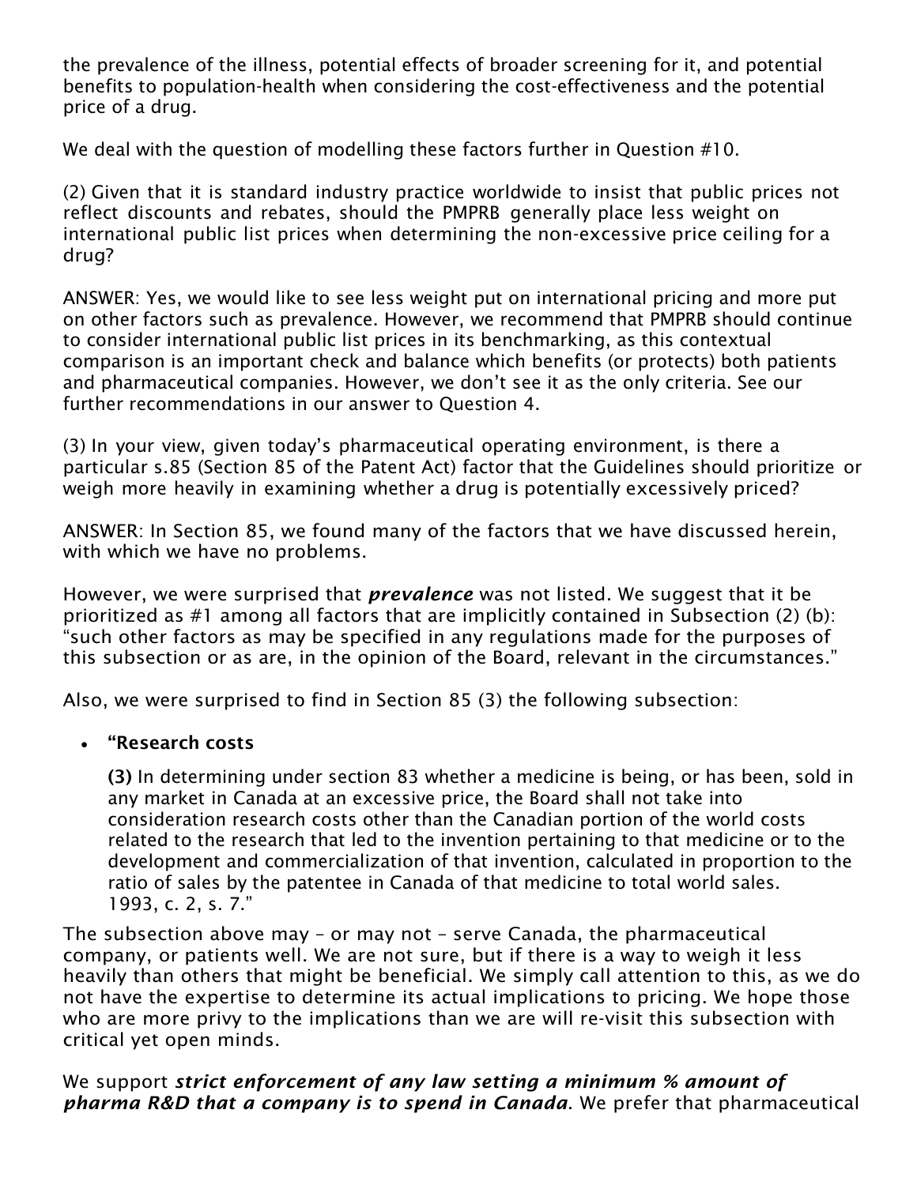the prevalence of the illness, potential effects of broader screening for it, and potential benefits to population-health when considering the cost-effectiveness and the potential price of a drug.

We deal with the question of modelling these factors further in Question #10.

(2) Given that it is standard industry practice worldwide to insist that public prices not reflect discounts and rebates, should the PMPRB generally place less weight on international public list prices when determining the non-excessive price ceiling for a drug?

ANSWER: Yes, we would like to see less weight put on international pricing and more put on other factors such as prevalence. However, we recommend that PMPRB should continue to consider international public list prices in its benchmarking, as this contextual comparison is an important check and balance which benefits (or protects) both patients and pharmaceutical companies. However, we don't see it as the only criteria. See our further recommendations in our answer to Question 4.

(3) In your view, given today's pharmaceutical operating environment, is there a particular s.85 (Section 85 of the Patent Act) factor that the Guidelines should prioritize or weigh more heavily in examining whether a drug is potentially excessively priced?

ANSWER: In Section 85, we found many of the factors that we have discussed herein, with which we have no problems.

However, we were surprised that ***prevalence*** was not listed. We suggest that it be prioritized as #1 among all factors that are implicitly contained in Subsection (2) (b): "such other factors as may be specified in any regulations made for the purposes of this subsection or as are, in the opinion of the Board, relevant in the circumstances."

Also, we were surprised to find in Section 85 (3) the following subsection:

- **"Research costs**

  **(3)** In determining under section 83 whether a medicine is being, or has been, sold in any market in Canada at an excessive price, the Board shall not take into consideration research costs other than the Canadian portion of the world costs related to the research that led to the invention pertaining to that medicine or to the development and commercialization of that invention, calculated in proportion to the ratio of sales by the patentee in Canada of that medicine to total world sales. 1993, c. 2, s. 7."

The subsection above may – or may not – serve Canada, the pharmaceutical company, or patients well. We are not sure, but if there is a way to weigh it less heavily than others that might be beneficial. We simply call attention to this, as we do not have the expertise to determine its actual implications to pricing. We hope those who are more privy to the implications than we are will re-visit this subsection with critical yet open minds.

We support ***strict enforcement of any law setting a minimum % amount of pharma R&D that a company is to spend in Canada***. We prefer that pharmaceutical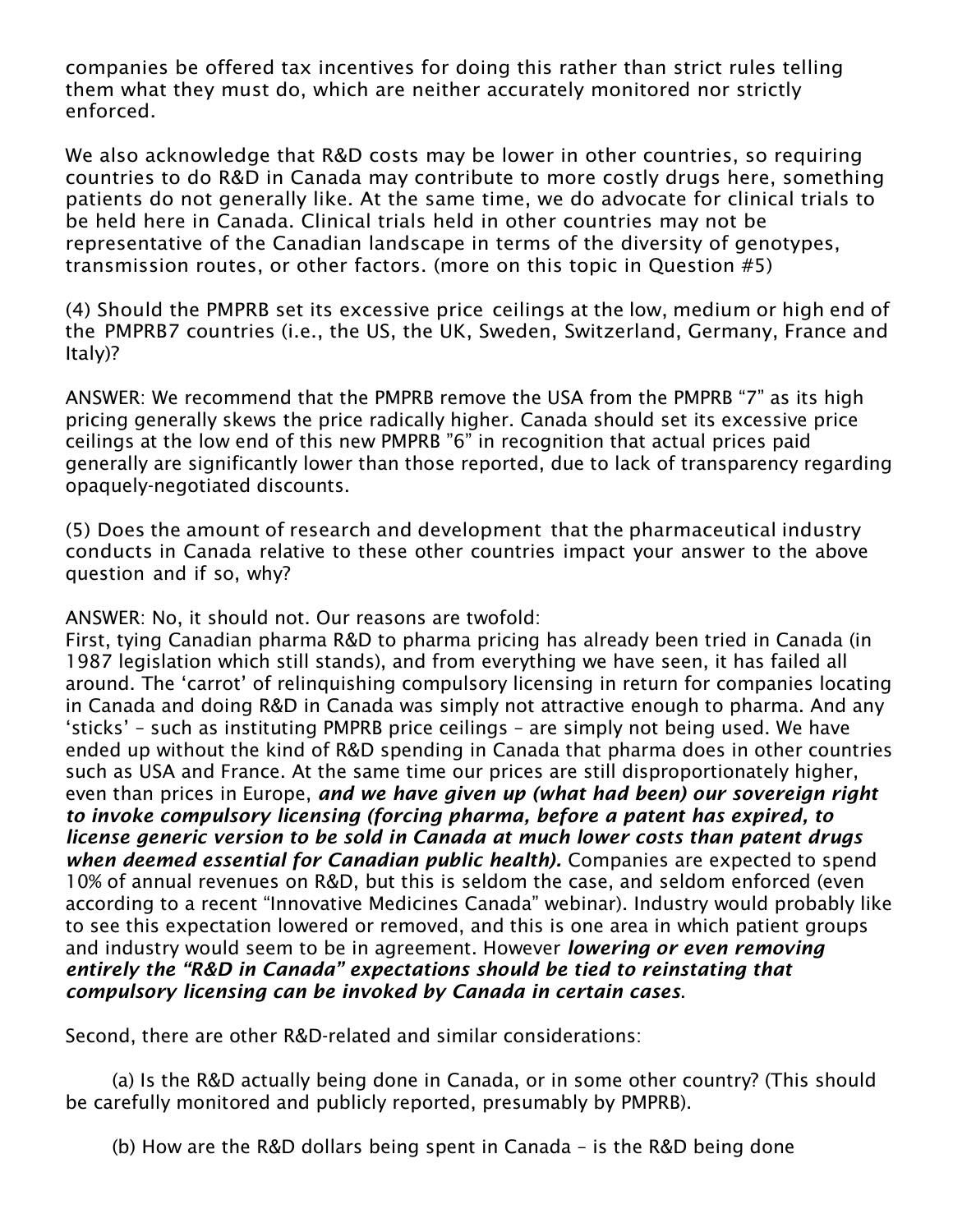companies be offered tax incentives for doing this rather than strict rules telling them what they must do, which are neither accurately monitored nor strictly enforced.

We also acknowledge that R&D costs may be lower in other countries, so requiring countries to do R&D in Canada may contribute to more costly drugs here, something patients do not generally like. At the same time, we do advocate for clinical trials to be held here in Canada. Clinical trials held in other countries may not be representative of the Canadian landscape in terms of the diversity of genotypes, transmission routes, or other factors. (more on this topic in Question #5)

(4) Should the PMPRB set its excessive price ceilings at the low, medium or high end of the PMPRB7 countries (i.e., the US, the UK, Sweden, Switzerland, Germany, France and Italy)?

ANSWER: We recommend that the PMPRB remove the USA from the PMPRB "7" as its high pricing generally skews the price radically higher. Canada should set its excessive price ceilings at the low end of this new PMPRB "6" in recognition that actual prices paid generally are significantly lower than those reported, due to lack of transparency regarding opaquely-negotiated discounts.

(5) Does the amount of research and development that the pharmaceutical industry conducts in Canada relative to these other countries impact your answer to the above question and if so, why?

ANSWER: No, it should not. Our reasons are twofold:

First, tying Canadian pharma R&D to pharma pricing has already been tried in Canada (in 1987 legislation which still stands), and from everything we have seen, it has failed all around. The 'carrot' of relinquishing compulsory licensing in return for companies locating in Canada and doing R&D in Canada was simply not attractive enough to pharma. And any 'sticks' – such as instituting PMPRB price ceilings – are simply not being used. We have ended up without the kind of R&D spending in Canada that pharma does in other countries such as USA and France. At the same time our prices are still disproportionately higher, even than prices in Europe, ***and we have given up (what had been) our sovereign right to invoke compulsory licensing (forcing pharma, before a patent has expired, to license generic version to be sold in Canada at much lower costs than patent drugs when deemed essential for Canadian public health).*** Companies are expected to spend 10% of annual revenues on R&D, but this is seldom the case, and seldom enforced (even according to a recent "Innovative Medicines Canada" webinar). Industry would probably like to see this expectation lowered or removed, and this is one area in which patient groups and industry would seem to be in agreement. However ***lowering or even removing entirely the "R&D in Canada" expectations should be tied to reinstating that compulsory licensing can be invoked by Canada in certain cases***.

Second, there are other R&D-related and similar considerations:

(a) Is the R&D actually being done in Canada, or in some other country? (This should be carefully monitored and publicly reported, presumably by PMPRB).

(b) How are the R&D dollars being spent in Canada – is the R&D being done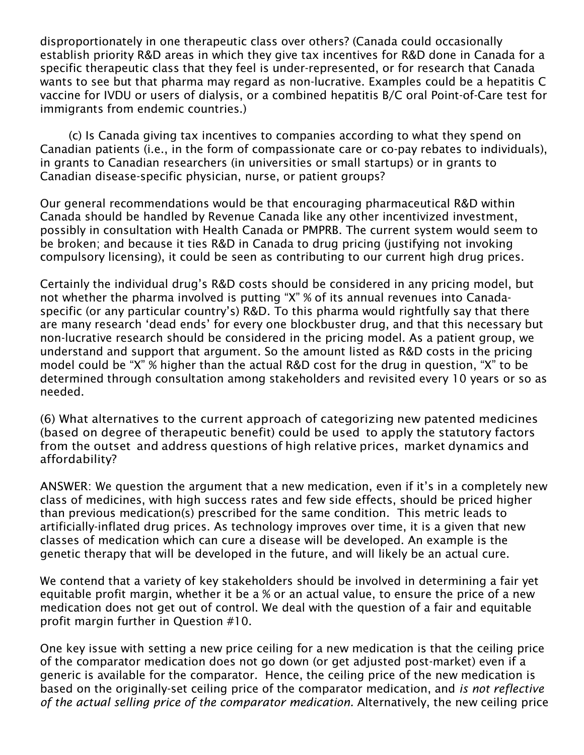disproportionately in one therapeutic class over others? (Canada could occasionally establish priority R&D areas in which they give tax incentives for R&D done in Canada for a specific therapeutic class that they feel is under-represented, or for research that Canada wants to see but that pharma may regard as non-lucrative. Examples could be a hepatitis C vaccine for IVDU or users of dialysis, or a combined hepatitis B/C oral Point-of-Care test for immigrants from endemic countries.)

(c) Is Canada giving tax incentives to companies according to what they spend on Canadian patients (i.e., in the form of compassionate care or co-pay rebates to individuals), in grants to Canadian researchers (in universities or small startups) or in grants to Canadian disease-specific physician, nurse, or patient groups?

Our general recommendations would be that encouraging pharmaceutical R&D within Canada should be handled by Revenue Canada like any other incentivized investment, possibly in consultation with Health Canada or PMPRB. The current system would seem to be broken; and because it ties R&D in Canada to drug pricing (justifying not invoking compulsory licensing), it could be seen as contributing to our current high drug prices.

Certainly the individual drug's R&D costs should be considered in any pricing model, but not whether the pharma involved is putting "X" % of its annual revenues into Canada-specific (or any particular country's) R&D. To this pharma would rightfully say that there are many research 'dead ends' for every one blockbuster drug, and that this necessary but non-lucrative research should be considered in the pricing model. As a patient group, we understand and support that argument. So the amount listed as R&D costs in the pricing model could be "X" % higher than the actual R&D cost for the drug in question, "X" to be determined through consultation among stakeholders and revisited every 10 years or so as needed.

(6) What alternatives to the current approach of categorizing new patented medicines (based on degree of therapeutic benefit) could be used to apply the statutory factors from the outset and address questions of high relative prices, market dynamics and affordability?

ANSWER: We question the argument that a new medication, even if it's in a completely new class of medicines, with high success rates and few side effects, should be priced higher than previous medication(s) prescribed for the same condition. This metric leads to artificially-inflated drug prices. As technology improves over time, it is a given that new classes of medication which can cure a disease will be developed. An example is the genetic therapy that will be developed in the future, and will likely be an actual cure.

We contend that a variety of key stakeholders should be involved in determining a fair yet equitable profit margin, whether it be a % or an actual value, to ensure the price of a new medication does not get out of control. We deal with the question of a fair and equitable profit margin further in Question #10.

One key issue with setting a new price ceiling for a new medication is that the ceiling price of the comparator medication does not go down (or get adjusted post-market) even if a generic is available for the comparator. Hence, the ceiling price of the new medication is based on the originally-set ceiling price of the comparator medication, and *is not reflective of the actual selling price of the comparator medication.* Alternatively, the new ceiling price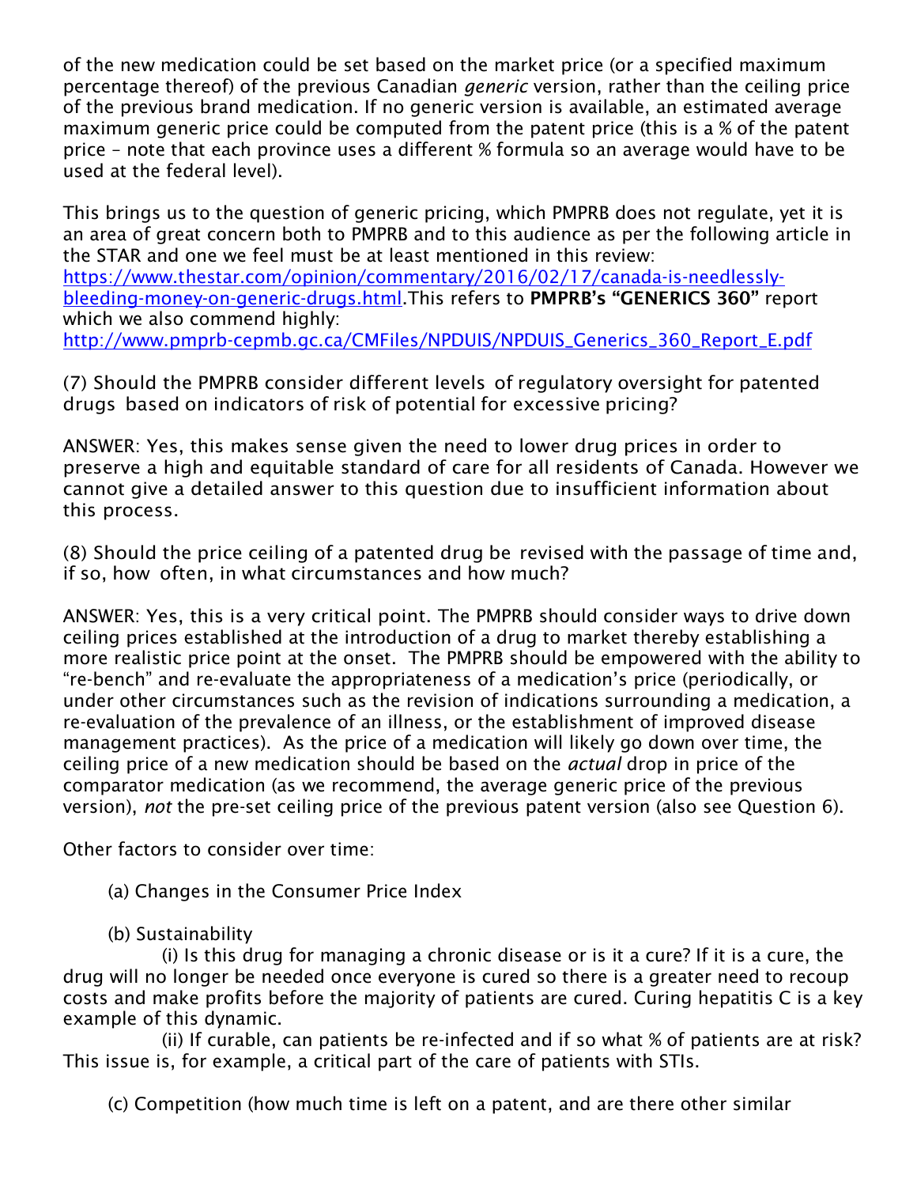of the new medication could be set based on the market price (or a specified maximum percentage thereof) of the previous Canadian *generic* version, rather than the ceiling price of the previous brand medication. If no generic version is available, an estimated average maximum generic price could be computed from the patent price (this is a % of the patent price – note that each province uses a different % formula so an average would have to be used at the federal level).

This brings us to the question of generic pricing, which PMPRB does not regulate, yet it is an area of great concern both to PMPRB and to this audience as per the following article in the STAR and one we feel must be at least mentioned in this review: [https://www.thestar.com/opinion/commentary/2016/02/17/canada-is-needlessly-bleeding-money-on-generic-drugs.html](https://www.thestar.com/opinion/commentary/2016/02/17/canada-is-needlessly-bleeding-money-on-generic-drugs.html).This refers to **PMPRB's "GENERICS 360"** report which we also commend highly: [http://www.pmprb-cepmb.gc.ca/CMFiles/NPDUIS/NPDUIS_Generics_360_Report_E.pdf](http://www.pmprb-cepmb.gc.ca/CMFiles/NPDUIS/NPDUIS_Generics_360_Report_E.pdf)

(7) Should the PMPRB consider different levels of regulatory oversight for patented drugs based on indicators of risk of potential for excessive pricing?

ANSWER: Yes, this makes sense given the need to lower drug prices in order to preserve a high and equitable standard of care for all residents of Canada. However we cannot give a detailed answer to this question due to insufficient information about this process.

(8) Should the price ceiling of a patented drug be revised with the passage of time and, if so, how often, in what circumstances and how much?

ANSWER: Yes, this is a very critical point. The PMPRB should consider ways to drive down ceiling prices established at the introduction of a drug to market thereby establishing a more realistic price point at the onset. The PMPRB should be empowered with the ability to "re-bench" and re-evaluate the appropriateness of a medication's price (periodically, or under other circumstances such as the revision of indications surrounding a medication, a re-evaluation of the prevalence of an illness, or the establishment of improved disease management practices). As the price of a medication will likely go down over time, the ceiling price of a new medication should be based on the *actual* drop in price of the comparator medication (as we recommend, the average generic price of the previous version), *not* the pre-set ceiling price of the previous patent version (also see Question 6).

Other factors to consider over time:

(a) Changes in the Consumer Price Index

(b) Sustainability

(i) Is this drug for managing a chronic disease or is it a cure? If it is a cure, the drug will no longer be needed once everyone is cured so there is a greater need to recoup costs and make profits before the majority of patients are cured. Curing hepatitis C is a key example of this dynamic.

(ii) If curable, can patients be re-infected and if so what % of patients are at risk? This issue is, for example, a critical part of the care of patients with STIs.

(c) Competition (how much time is left on a patent, and are there other similar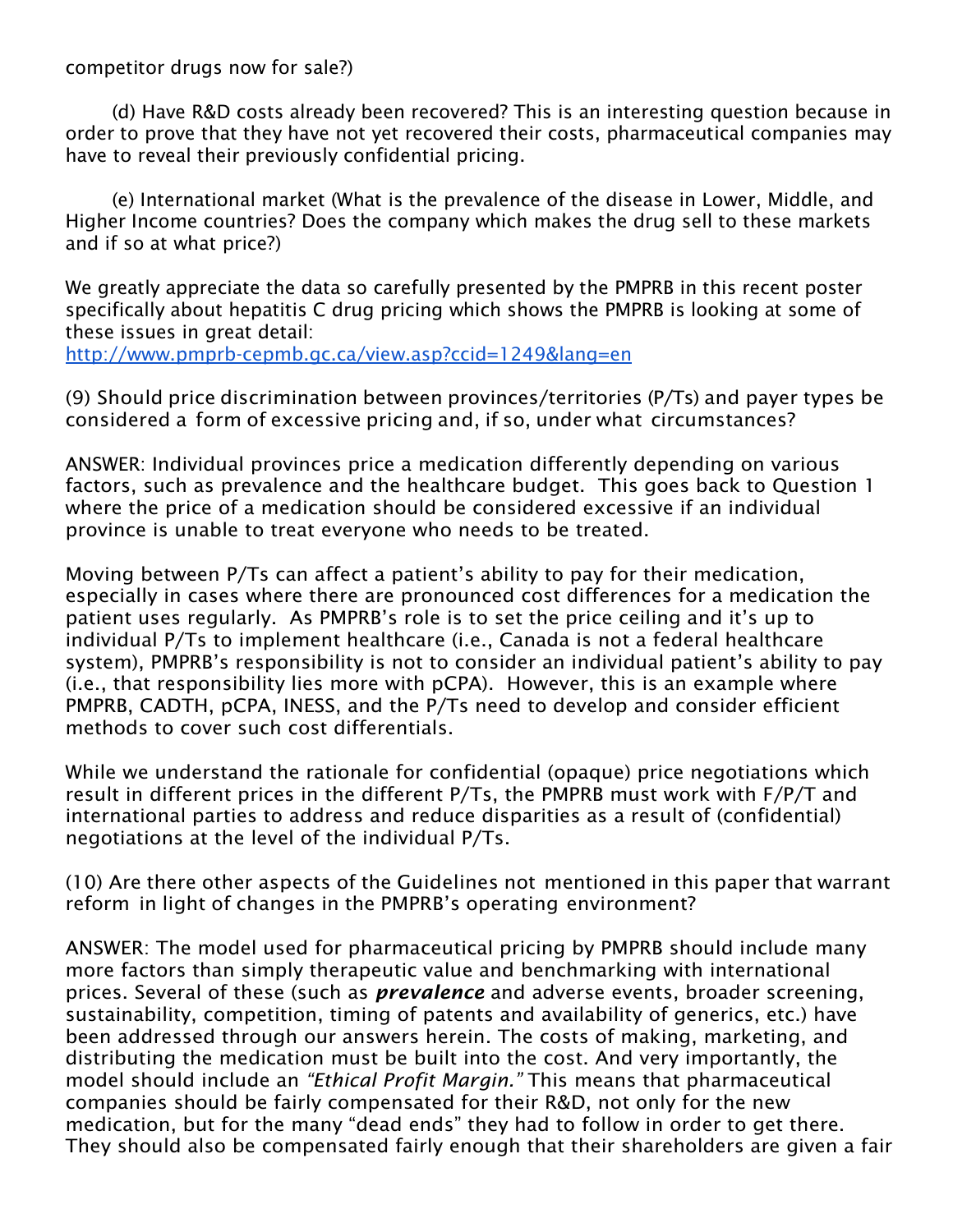competitor drugs now for sale?)

(d) Have R&D costs already been recovered? This is an interesting question because in order to prove that they have not yet recovered their costs, pharmaceutical companies may have to reveal their previously confidential pricing.

(e) International market (What is the prevalence of the disease in Lower, Middle, and Higher Income countries? Does the company which makes the drug sell to these markets and if so at what price?)

We greatly appreciate the data so carefully presented by the PMPRB in this recent poster specifically about hepatitis C drug pricing which shows the PMPRB is looking at some of these issues in great detail:
[http://www.pmprb-cepmb.gc.ca/view.asp?ccid=1249&lang=en](http://www.pmprb-cepmb.gc.ca/view.asp?ccid=1249&lang=en)

(9) Should price discrimination between provinces/territories (P/Ts) and payer types be considered a form of excessive pricing and, if so, under what circumstances?

ANSWER: Individual provinces price a medication differently depending on various factors, such as prevalence and the healthcare budget. This goes back to Question 1 where the price of a medication should be considered excessive if an individual province is unable to treat everyone who needs to be treated.

Moving between P/Ts can affect a patient's ability to pay for their medication, especially in cases where there are pronounced cost differences for a medication the patient uses regularly. As PMPRB's role is to set the price ceiling and it's up to individual P/Ts to implement healthcare (i.e., Canada is not a federal healthcare system), PMPRB's responsibility is not to consider an individual patient's ability to pay (i.e., that responsibility lies more with pCPA). However, this is an example where PMPRB, CADTH, pCPA, INESS, and the P/Ts need to develop and consider efficient methods to cover such cost differentials.

While we understand the rationale for confidential (opaque) price negotiations which result in different prices in the different P/Ts, the PMPRB must work with F/P/T and international parties to address and reduce disparities as a result of (confidential) negotiations at the level of the individual P/Ts.

(10) Are there other aspects of the Guidelines not mentioned in this paper that warrant reform in light of changes in the PMPRB's operating environment?

ANSWER: The model used for pharmaceutical pricing by PMPRB should include many more factors than simply therapeutic value and benchmarking with international prices. Several of these (such as ***prevalence*** and adverse events, broader screening, sustainability, competition, timing of patents and availability of generics, etc.) have been addressed through our answers herein. The costs of making, marketing, and distributing the medication must be built into the cost. And very importantly, the model should include an *"Ethical Profit Margin."* This means that pharmaceutical companies should be fairly compensated for their R&D, not only for the new medication, but for the many "dead ends" they had to follow in order to get there. They should also be compensated fairly enough that their shareholders are given a fair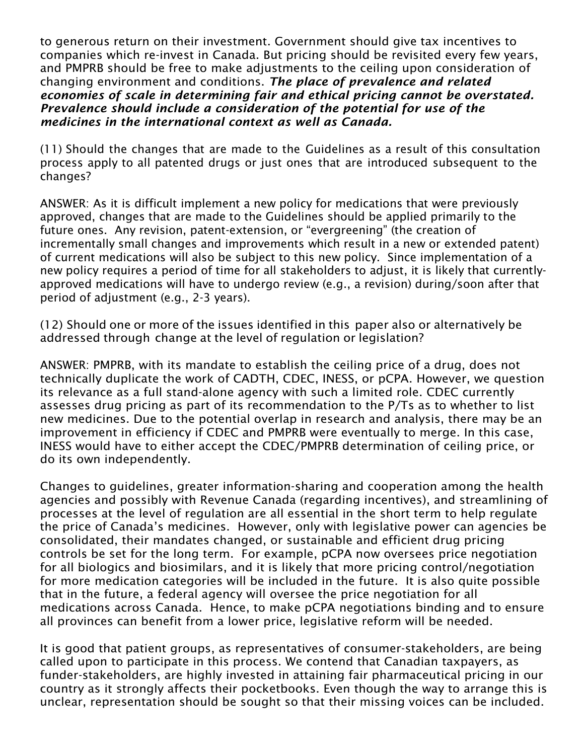to generous return on their investment. Government should give tax incentives to companies which re-invest in Canada. But pricing should be revisited every few years, and PMPRB should be free to make adjustments to the ceiling upon consideration of changing environment and conditions. ***The place of prevalence and related economies of scale in determining fair and ethical pricing cannot be overstated. Prevalence should include a consideration of the potential for use of the medicines in the international context as well as Canada.***

(11) Should the changes that are made to the Guidelines as a result of this consultation process apply to all patented drugs or just ones that are introduced subsequent to the changes?

ANSWER: As it is difficult implement a new policy for medications that were previously approved, changes that are made to the Guidelines should be applied primarily to the future ones. Any revision, patent-extension, or "evergreening" (the creation of incrementally small changes and improvements which result in a new or extended patent) of current medications will also be subject to this new policy. Since implementation of a new policy requires a period of time for all stakeholders to adjust, it is likely that currently-approved medications will have to undergo review (e.g., a revision) during/soon after that period of adjustment (e.g., 2-3 years).

(12) Should one or more of the issues identified in this paper also or alternatively be addressed through change at the level of regulation or legislation?

ANSWER: PMPRB, with its mandate to establish the ceiling price of a drug, does not technically duplicate the work of CADTH, CDEC, INESS, or pCPA. However, we question its relevance as a full stand-alone agency with such a limited role. CDEC currently assesses drug pricing as part of its recommendation to the P/Ts as to whether to list new medicines. Due to the potential overlap in research and analysis, there may be an improvement in efficiency if CDEC and PMPRB were eventually to merge. In this case, INESS would have to either accept the CDEC/PMPRB determination of ceiling price, or do its own independently.

Changes to guidelines, greater information-sharing and cooperation among the health agencies and possibly with Revenue Canada (regarding incentives), and streamlining of processes at the level of regulation are all essential in the short term to help regulate the price of Canada's medicines. However, only with legislative power can agencies be consolidated, their mandates changed, or sustainable and efficient drug pricing controls be set for the long term. For example, pCPA now oversees price negotiation for all biologics and biosimilars, and it is likely that more pricing control/negotiation for more medication categories will be included in the future. It is also quite possible that in the future, a federal agency will oversee the price negotiation for all medications across Canada. Hence, to make pCPA negotiations binding and to ensure all provinces can benefit from a lower price, legislative reform will be needed.

It is good that patient groups, as representatives of consumer-stakeholders, are being called upon to participate in this process. We contend that Canadian taxpayers, as funder-stakeholders, are highly invested in attaining fair pharmaceutical pricing in our country as it strongly affects their pocketbooks. Even though the way to arrange this is unclear, representation should be sought so that their missing voices can be included.